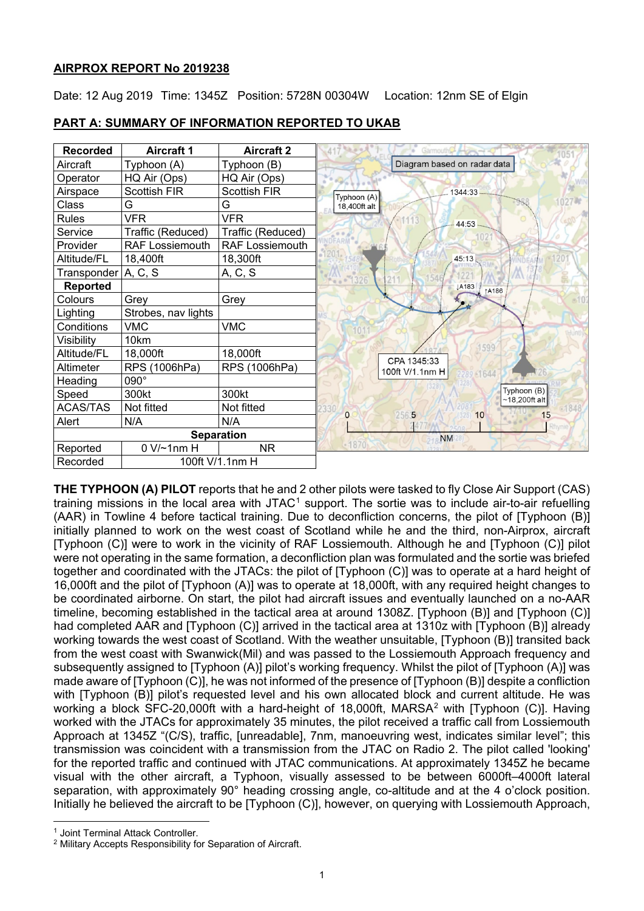**AIRPROX REPORT No 2019238**

Date: 12 Aug 2019 Time: 1345Z Position: 5728N 00304W Location: 12nm SE of Elgin

**PART A: SUMMARY OF INFORMATION REPORTED TO UKAB**

| Recorded | Aircraft 1 | Aircraft 2 |
|---|---|---|
| Aircraft | Typhoon (A) | Typhoon (B) |
| Operator | HQ Air (Ops) | HQ Air (Ops) |
| Airspace | Scottish FIR | Scottish FIR |
| Class | G | G |
| Rules | VFR | VFR |
| Service | Traffic (Reduced) | Traffic (Reduced) |
| Provider | RAF Lossiemouth | RAF Lossiemouth |
| Altitude/FL | 18,400ft | 18,300ft |
| Transponder | A, C, S | A, C, S |
| **Reported** | | |
| Colours | Grey | Grey |
| Lighting | Strobes, nav lights | |
| Conditions | VMC | VMC |
| Visibility | 10km | |
| Altitude/FL | 18,000ft | 18,000ft |
| Altimeter | RPS (1006hPa) | RPS (1006hPa) |
| Heading | 090° | |
| Speed | 300kt | 300kt |
| ACAS/TAS | Not fitted | Not fitted |
| Alert | N/A | N/A |
| **Separation** | | |
| Reported | 0 V/~1nm H | NR |
| Recorded | 100ft V/1.1nm H | |

Diagram based on radar data

**THE TYPHOON (A) PILOT** reports that he and 2 other pilots were tasked to fly Close Air Support (CAS) training missions in the local area with JTAC[1] support. The sortie was to include air-to-air refuelling (AAR) in Towline 4 before tactical training. Due to deconfliction concerns, the pilot of [Typhoon (B)] initially planned to work on the west coast of Scotland while he and the third, non-Airprox, aircraft [Typhoon (C)] were to work in the vicinity of RAF Lossiemouth. Although he and [Typhoon (C)] pilot were not operating in the same formation, a deconfliction plan was formulated and the sortie was briefed together and coordinated with the JTACs: the pilot of [Typhoon (C)] was to operate at a hard height of 16,000ft and the pilot of [Typhoon (A)] was to operate at 18,000ft, with any required height changes to be coordinated airborne. On start, the pilot had aircraft issues and eventually launched on a no-AAR timeline, becoming established in the tactical area at around 1308Z. [Typhoon (B)] and [Typhoon (C)] had completed AAR and [Typhoon (C)] arrived in the tactical area at 1310z with [Typhoon (B)] already working towards the west coast of Scotland. With the weather unsuitable, [Typhoon (B)] transited back from the west coast with Swanwick(Mil) and was passed to the Lossiemouth Approach frequency and subsequently assigned to [Typhoon (A)] pilot's working frequency. Whilst the pilot of [Typhoon (A)] was made aware of [Typhoon (C)], he was not informed of the presence of [Typhoon (B)] despite a confliction with [Typhoon (B)] pilot's requested level and his own allocated block and current altitude. He was working a block SFC-20,000ft with a hard-height of 18,000ft, MARSA[2] with [Typhoon (C)]. Having worked with the JTACs for approximately 35 minutes, the pilot received a traffic call from Lossiemouth Approach at 1345Z "(C/S), traffic, [unreadable], 7nm, manoeuvring west, indicates similar level"; this transmission was coincident with a transmission from the JTAC on Radio 2. The pilot called 'looking' for the reported traffic and continued with JTAC communications. At approximately 1345Z he became visual with the other aircraft, a Typhoon, visually assessed to be between 6000ft–4000ft lateral separation, with approximately 90° heading crossing angle, co-altitude and at the 4 o'clock position. Initially he believed the aircraft to be [Typhoon (C)], however, on querying with Lossiemouth Approach,

[1] Joint Terminal Attack Controller.

[2] Military Accepts Responsibility for Separation of Aircraft.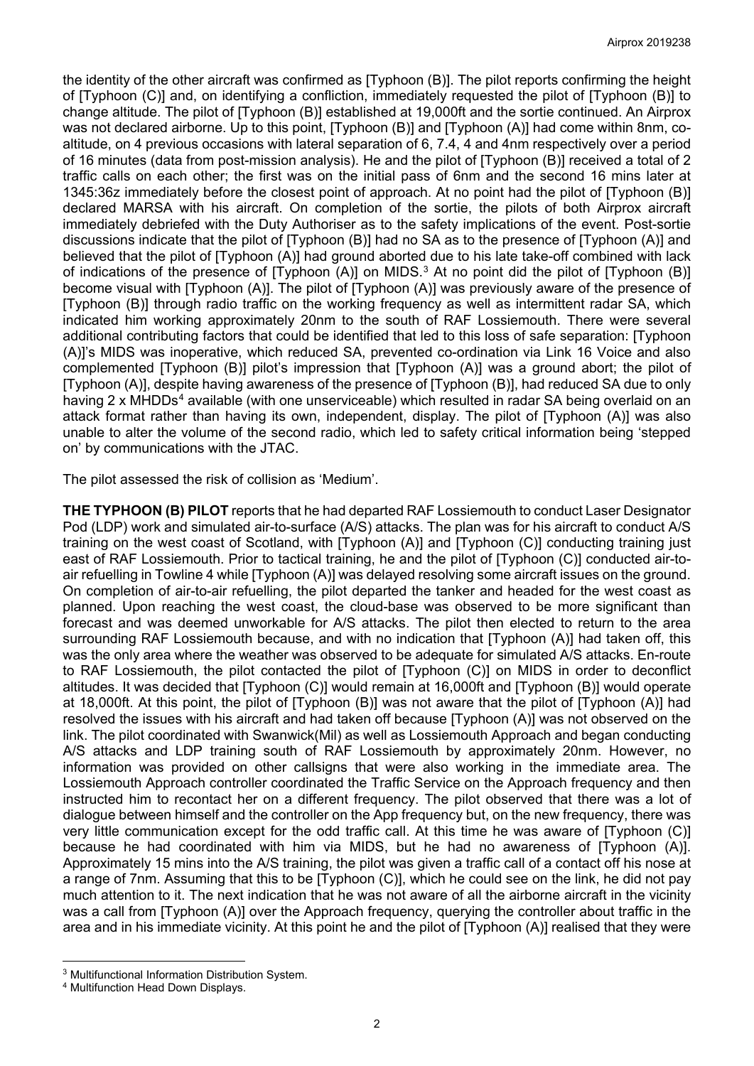the identity of the other aircraft was confirmed as [Typhoon (B)]. The pilot reports confirming the height of [Typhoon (C)] and, on identifying a confliction, immediately requested the pilot of [Typhoon (B)] to change altitude. The pilot of [Typhoon (B)] established at 19,000ft and the sortie continued. An Airprox was not declared airborne. Up to this point, [Typhoon (B)] and [Typhoon (A)] had come within 8nm, co-altitude, on 4 previous occasions with lateral separation of 6, 7.4, 4 and 4nm respectively over a period of 16 minutes (data from post-mission analysis). He and the pilot of [Typhoon (B)] received a total of 2 traffic calls on each other; the first was on the initial pass of 6nm and the second 16 mins later at 1345:36z immediately before the closest point of approach. At no point had the pilot of [Typhoon (B)] declared MARSA with his aircraft. On completion of the sortie, the pilots of both Airprox aircraft immediately debriefed with the Duty Authoriser as to the safety implications of the event. Post-sortie discussions indicate that the pilot of [Typhoon (B)] had no SA as to the presence of [Typhoon (A)] and believed that the pilot of [Typhoon (A)] had ground aborted due to his late take-off combined with lack of indications of the presence of [Typhoon (A)] on MIDS.[3] At no point did the pilot of [Typhoon (B)] become visual with [Typhoon (A)]. The pilot of [Typhoon (A)] was previously aware of the presence of [Typhoon (B)] through radio traffic on the working frequency as well as intermittent radar SA, which indicated him working approximately 20nm to the south of RAF Lossiemouth. There were several additional contributing factors that could be identified that led to this loss of safe separation: [Typhoon (A)]'s MIDS was inoperative, which reduced SA, prevented co-ordination via Link 16 Voice and also complemented [Typhoon (B)] pilot's impression that [Typhoon (A)] was a ground abort; the pilot of [Typhoon (A)], despite having awareness of the presence of [Typhoon (B)], had reduced SA due to only having 2 x MHDDs[4] available (with one unserviceable) which resulted in radar SA being overlaid on an attack format rather than having its own, independent, display. The pilot of [Typhoon (A)] was also unable to alter the volume of the second radio, which led to safety critical information being 'stepped on' by communications with the JTAC.

The pilot assessed the risk of collision as 'Medium'.

**THE TYPHOON (B) PILOT** reports that he had departed RAF Lossiemouth to conduct Laser Designator Pod (LDP) work and simulated air-to-surface (A/S) attacks. The plan was for his aircraft to conduct A/S training on the west coast of Scotland, with [Typhoon (A)] and [Typhoon (C)] conducting training just east of RAF Lossiemouth. Prior to tactical training, he and the pilot of [Typhoon (C)] conducted air-to-air refuelling in Towline 4 while [Typhoon (A)] was delayed resolving some aircraft issues on the ground. On completion of air-to-air refuelling, the pilot departed the tanker and headed for the west coast as planned. Upon reaching the west coast, the cloud-base was observed to be more significant than forecast and was deemed unworkable for A/S attacks. The pilot then elected to return to the area surrounding RAF Lossiemouth because, and with no indication that [Typhoon (A)] had taken off, this was the only area where the weather was observed to be adequate for simulated A/S attacks. En-route to RAF Lossiemouth, the pilot contacted the pilot of [Typhoon (C)] on MIDS in order to deconflict altitudes. It was decided that [Typhoon (C)] would remain at 16,000ft and [Typhoon (B)] would operate at 18,000ft. At this point, the pilot of [Typhoon (B)] was not aware that the pilot of [Typhoon (A)] had resolved the issues with his aircraft and had taken off because [Typhoon (A)] was not observed on the link. The pilot coordinated with Swanwick(Mil) as well as Lossiemouth Approach and began conducting A/S attacks and LDP training south of RAF Lossiemouth by approximately 20nm. However, no information was provided on other callsigns that were also working in the immediate area. The Lossiemouth Approach controller coordinated the Traffic Service on the Approach frequency and then instructed him to recontact her on a different frequency. The pilot observed that there was a lot of dialogue between himself and the controller on the App frequency but, on the new frequency, there was very little communication except for the odd traffic call. At this time he was aware of [Typhoon (C)] because he had coordinated with him via MIDS, but he had no awareness of [Typhoon (A)]. Approximately 15 mins into the A/S training, the pilot was given a traffic call of a contact off his nose at a range of 7nm. Assuming that this to be [Typhoon (C)], which he could see on the link, he did not pay much attention to it. The next indication that he was not aware of all the airborne aircraft in the vicinity was a call from [Typhoon (A)] over the Approach frequency, querying the controller about traffic in the area and in his immediate vicinity. At this point he and the pilot of [Typhoon (A)] realised that they were

[3] Multifunctional Information Distribution System.

[4] Multifunction Head Down Displays.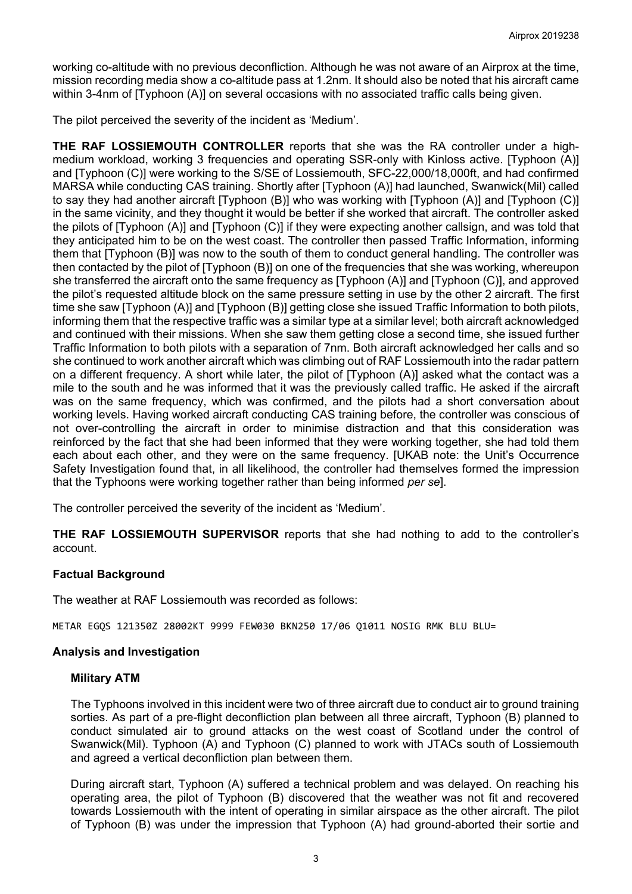working co-altitude with no previous deconfliction. Although he was not aware of an Airprox at the time, mission recording media show a co-altitude pass at 1.2nm. It should also be noted that his aircraft came within 3-4nm of [Typhoon (A)] on several occasions with no associated traffic calls being given.

The pilot perceived the severity of the incident as 'Medium'.

**THE RAF LOSSIEMOUTH CONTROLLER** reports that she was the RA controller under a high-medium workload, working 3 frequencies and operating SSR-only with Kinloss active. [Typhoon (A)] and [Typhoon (C)] were working to the S/SE of Lossiemouth, SFC-22,000/18,000ft, and had confirmed MARSA while conducting CAS training. Shortly after [Typhoon (A)] had launched, Swanwick(Mil) called to say they had another aircraft [Typhoon (B)] who was working with [Typhoon (A)] and [Typhoon (C)] in the same vicinity, and they thought it would be better if she worked that aircraft. The controller asked the pilots of [Typhoon (A)] and [Typhoon (C)] if they were expecting another callsign, and was told that they anticipated him to be on the west coast. The controller then passed Traffic Information, informing them that [Typhoon (B)] was now to the south of them to conduct general handling. The controller was then contacted by the pilot of [Typhoon (B)] on one of the frequencies that she was working, whereupon she transferred the aircraft onto the same frequency as [Typhoon (A)] and [Typhoon (C)], and approved the pilot's requested altitude block on the same pressure setting in use by the other 2 aircraft. The first time she saw [Typhoon (A)] and [Typhoon (B)] getting close she issued Traffic Information to both pilots, informing them that the respective traffic was a similar type at a similar level; both aircraft acknowledged and continued with their missions. When she saw them getting close a second time, she issued further Traffic Information to both pilots with a separation of 7nm. Both aircraft acknowledged her calls and so she continued to work another aircraft which was climbing out of RAF Lossiemouth into the radar pattern on a different frequency. A short while later, the pilot of [Typhoon (A)] asked what the contact was a mile to the south and he was informed that it was the previously called traffic. He asked if the aircraft was on the same frequency, which was confirmed, and the pilots had a short conversation about working levels. Having worked aircraft conducting CAS training before, the controller was conscious of not over-controlling the aircraft in order to minimise distraction and that this consideration was reinforced by the fact that she had been informed that they were working together, she had told them each about each other, and they were on the same frequency. [UKAB note: the Unit's Occurrence Safety Investigation found that, in all likelihood, the controller had themselves formed the impression that the Typhoons were working together rather than being informed *per se*].

The controller perceived the severity of the incident as 'Medium'.

**THE RAF LOSSIEMOUTH SUPERVISOR** reports that she had nothing to add to the controller's account.

## Factual Background

The weather at RAF Lossiemouth was recorded as follows:

```
METAR EGQS 121350Z 28002KT 9999 FEW030 BKN250 17/06 Q1011 NOSIG RMK BLU BLU=
```

## Analysis and Investigation

### Military ATM

The Typhoons involved in this incident were two of three aircraft due to conduct air to ground training sorties. As part of a pre-flight deconfliction plan between all three aircraft, Typhoon (B) planned to conduct simulated air to ground attacks on the west coast of Scotland under the control of Swanwick(Mil). Typhoon (A) and Typhoon (C) planned to work with JTACs south of Lossiemouth and agreed a vertical deconfliction plan between them.

During aircraft start, Typhoon (A) suffered a technical problem and was delayed. On reaching his operating area, the pilot of Typhoon (B) discovered that the weather was not fit and recovered towards Lossiemouth with the intent of operating in similar airspace as the other aircraft. The pilot of Typhoon (B) was under the impression that Typhoon (A) had ground-aborted their sortie and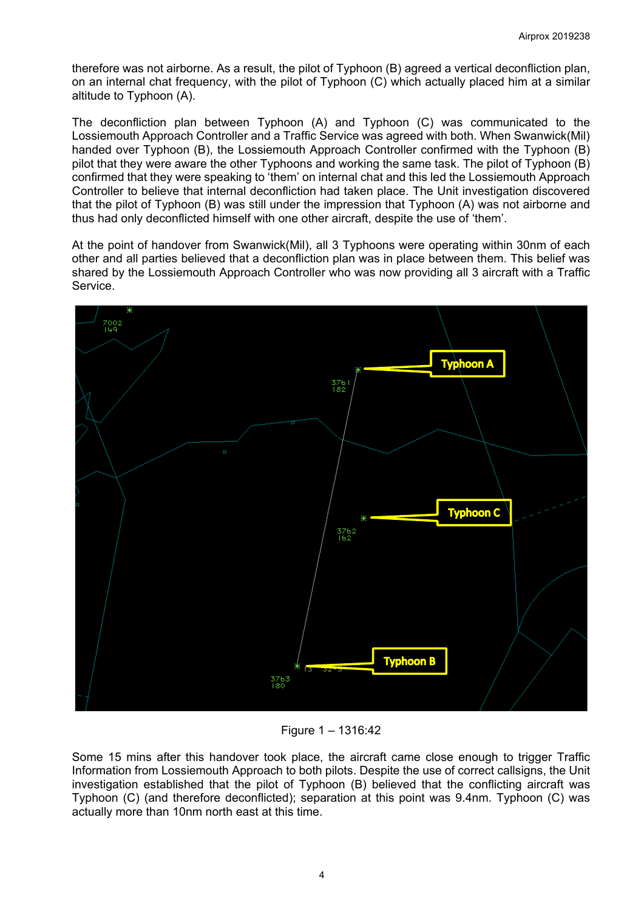therefore was not airborne. As a result, the pilot of Typhoon (B) agreed a vertical deconfliction plan, on an internal chat frequency, with the pilot of Typhoon (C) which actually placed him at a similar altitude to Typhoon (A).

The deconfliction plan between Typhoon (A) and Typhoon (C) was communicated to the Lossiemouth Approach Controller and a Traffic Service was agreed with both. When Swanwick(Mil) handed over Typhoon (B), the Lossiemouth Approach Controller confirmed with the Typhoon (B) pilot that they were aware the other Typhoons and working the same task. The pilot of Typhoon (B) confirmed that they were speaking to 'them' on internal chat and this led the Lossiemouth Approach Controller to believe that internal deconfliction had taken place. The Unit investigation discovered that the pilot of Typhoon (B) was still under the impression that Typhoon (A) was not airborne and thus had only deconflicted himself with one other aircraft, despite the use of 'them'.

At the point of handover from Swanwick(Mil), all 3 Typhoons were operating within 30nm of each other and all parties believed that a deconfliction plan was in place between them. This belief was shared by the Lossiemouth Approach Controller who was now providing all 3 aircraft with a Traffic Service.

Figure 1 – 1316:42

Some 15 mins after this handover took place, the aircraft came close enough to trigger Traffic Information from Lossiemouth Approach to both pilots. Despite the use of correct callsigns, the Unit investigation established that the pilot of Typhoon (B) believed that the conflicting aircraft was Typhoon (C) (and therefore deconflicted); separation at this point was 9.4nm. Typhoon (C) was actually more than 10nm north east at this time.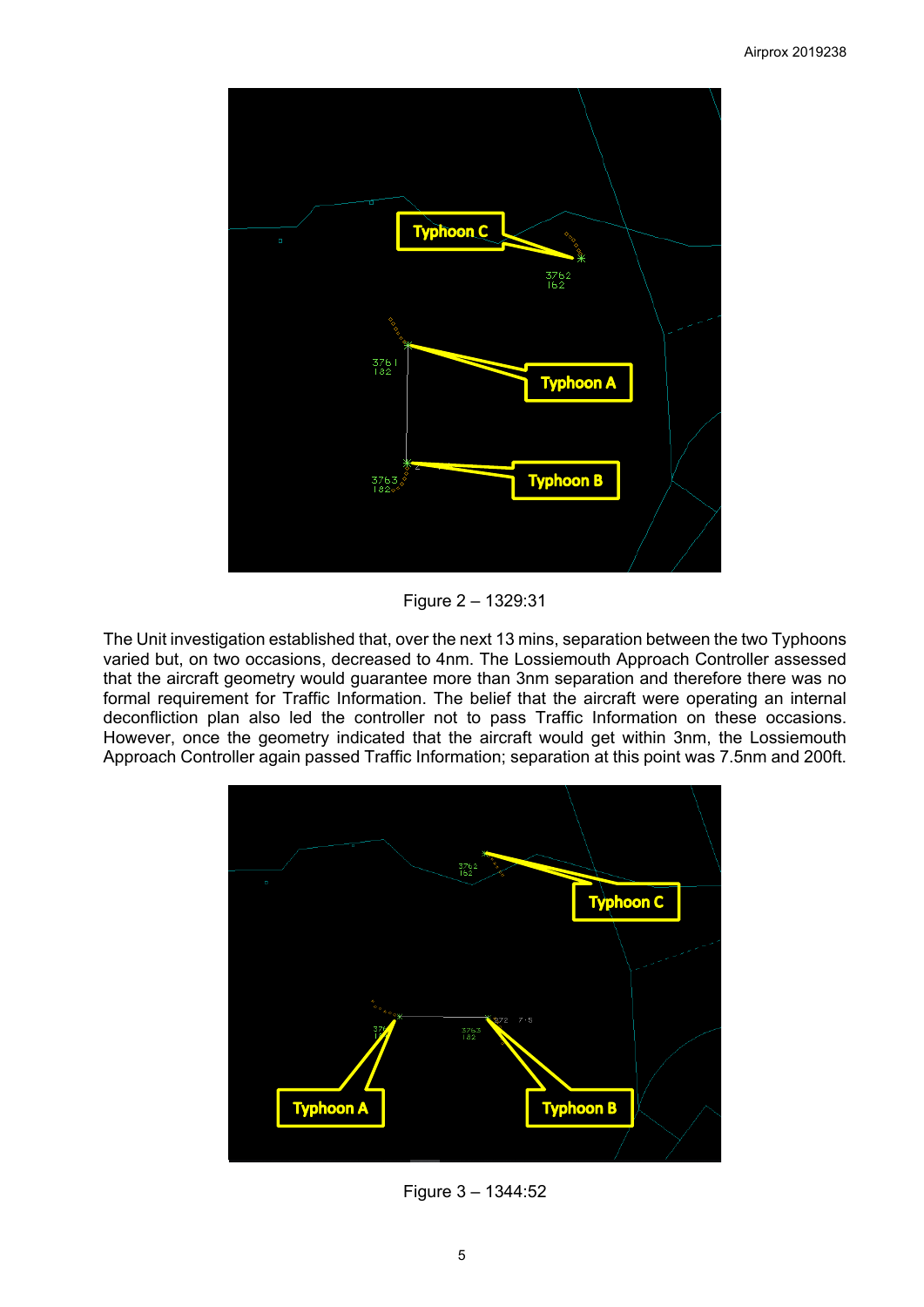Figure 2 – 1329:31

The Unit investigation established that, over the next 13 mins, separation between the two Typhoons varied but, on two occasions, decreased to 4nm. The Lossiemouth Approach Controller assessed that the aircraft geometry would guarantee more than 3nm separation and therefore there was no formal requirement for Traffic Information. The belief that the aircraft were operating an internal deconfliction plan also led the controller not to pass Traffic Information on these occasions. However, once the geometry indicated that the aircraft would get within 3nm, the Lossiemouth Approach Controller again passed Traffic Information; separation at this point was 7.5nm and 200ft.

Figure 3 – 1344:52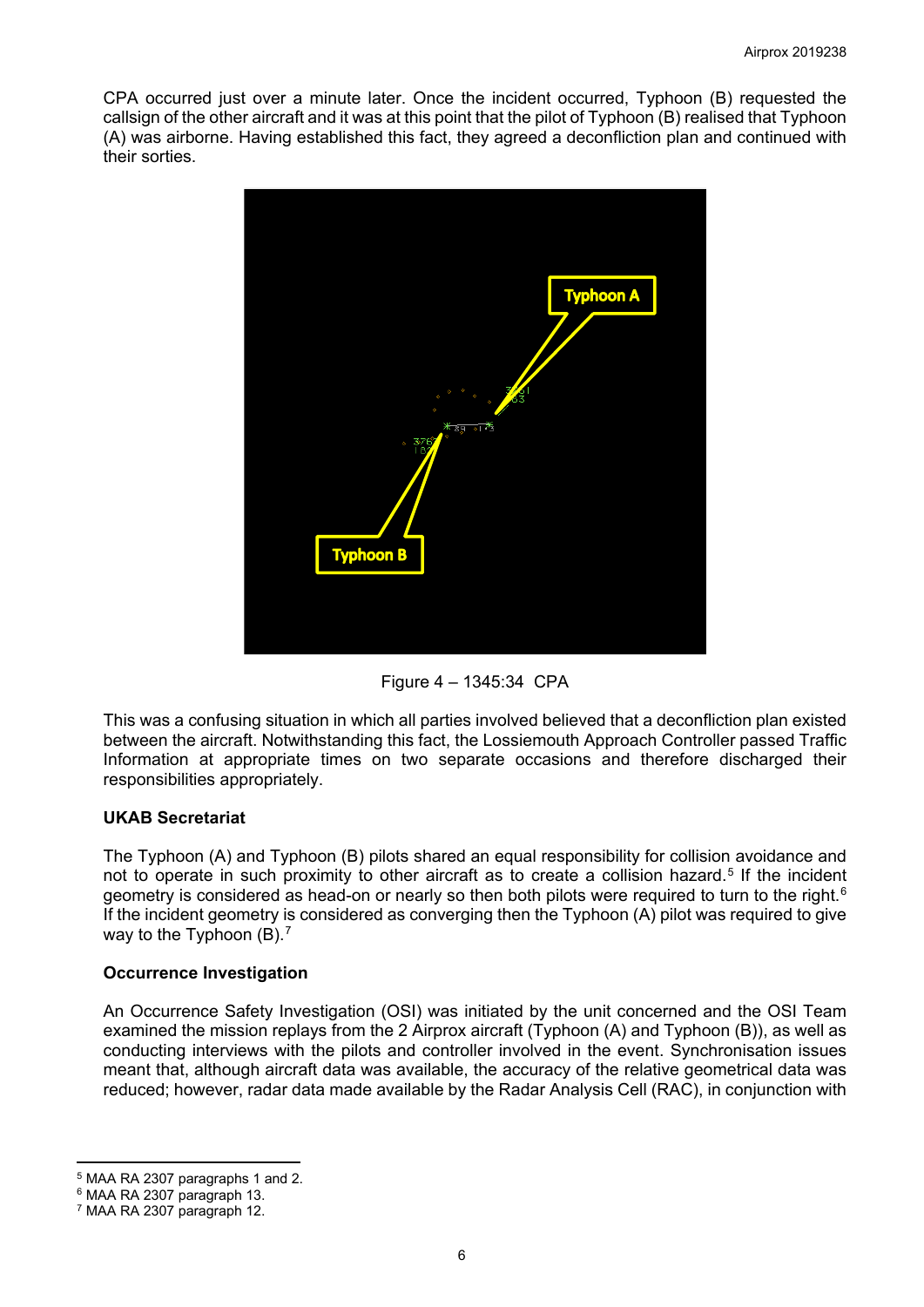CPA occurred just over a minute later. Once the incident occurred, Typhoon (B) requested the callsign of the other aircraft and it was at this point that the pilot of Typhoon (B) realised that Typhoon (A) was airborne. Having established this fact, they agreed a deconfliction plan and continued with their sorties.

Figure 4 – 1345:34 CPA

This was a confusing situation in which all parties involved believed that a deconfliction plan existed between the aircraft. Notwithstanding this fact, the Lossiemouth Approach Controller passed Traffic Information at appropriate times on two separate occasions and therefore discharged their responsibilities appropriately.

### UKAB Secretariat

The Typhoon (A) and Typhoon (B) pilots shared an equal responsibility for collision avoidance and not to operate in such proximity to other aircraft as to create a collision hazard.[5] If the incident geometry is considered as head-on or nearly so then both pilots were required to turn to the right.[6] If the incident geometry is considered as converging then the Typhoon (A) pilot was required to give way to the Typhoon (B).[7]

### Occurrence Investigation

An Occurrence Safety Investigation (OSI) was initiated by the unit concerned and the OSI Team examined the mission replays from the 2 Airprox aircraft (Typhoon (A) and Typhoon (B)), as well as conducting interviews with the pilots and controller involved in the event. Synchronisation issues meant that, although aircraft data was available, the accuracy of the relative geometrical data was reduced; however, radar data made available by the Radar Analysis Cell (RAC), in conjunction with

---

[5] MAA RA 2307 paragraphs 1 and 2.

[6] MAA RA 2307 paragraph 13.

[7] MAA RA 2307 paragraph 12.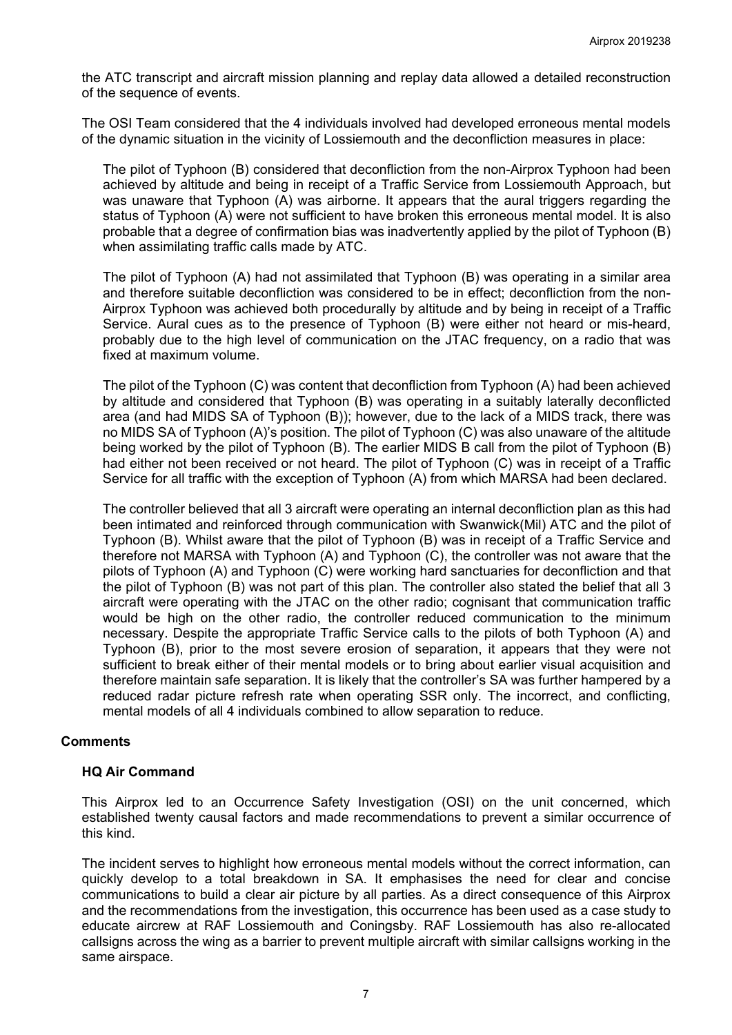the ATC transcript and aircraft mission planning and replay data allowed a detailed reconstruction of the sequence of events.

The OSI Team considered that the 4 individuals involved had developed erroneous mental models of the dynamic situation in the vicinity of Lossiemouth and the deconfliction measures in place:

The pilot of Typhoon (B) considered that deconfliction from the non-Airprox Typhoon had been achieved by altitude and being in receipt of a Traffic Service from Lossiemouth Approach, but was unaware that Typhoon (A) was airborne. It appears that the aural triggers regarding the status of Typhoon (A) were not sufficient to have broken this erroneous mental model. It is also probable that a degree of confirmation bias was inadvertently applied by the pilot of Typhoon (B) when assimilating traffic calls made by ATC.

The pilot of Typhoon (A) had not assimilated that Typhoon (B) was operating in a similar area and therefore suitable deconfliction was considered to be in effect; deconfliction from the non-Airprox Typhoon was achieved both procedurally by altitude and by being in receipt of a Traffic Service. Aural cues as to the presence of Typhoon (B) were either not heard or mis-heard, probably due to the high level of communication on the JTAC frequency, on a radio that was fixed at maximum volume.

The pilot of the Typhoon (C) was content that deconfliction from Typhoon (A) had been achieved by altitude and considered that Typhoon (B) was operating in a suitably laterally deconflicted area (and had MIDS SA of Typhoon (B)); however, due to the lack of a MIDS track, there was no MIDS SA of Typhoon (A)'s position. The pilot of Typhoon (C) was also unaware of the altitude being worked by the pilot of Typhoon (B). The earlier MIDS B call from the pilot of Typhoon (B) had either not been received or not heard. The pilot of Typhoon (C) was in receipt of a Traffic Service for all traffic with the exception of Typhoon (A) from which MARSA had been declared.

The controller believed that all 3 aircraft were operating an internal deconfliction plan as this had been intimated and reinforced through communication with Swanwick(Mil) ATC and the pilot of Typhoon (B). Whilst aware that the pilot of Typhoon (B) was in receipt of a Traffic Service and therefore not MARSA with Typhoon (A) and Typhoon (C), the controller was not aware that the pilots of Typhoon (A) and Typhoon (C) were working hard sanctuaries for deconfliction and that the pilot of Typhoon (B) was not part of this plan. The controller also stated the belief that all 3 aircraft were operating with the JTAC on the other radio; cognisant that communication traffic would be high on the other radio, the controller reduced communication to the minimum necessary. Despite the appropriate Traffic Service calls to the pilots of both Typhoon (A) and Typhoon (B), prior to the most severe erosion of separation, it appears that they were not sufficient to break either of their mental models or to bring about earlier visual acquisition and therefore maintain safe separation. It is likely that the controller's SA was further hampered by a reduced radar picture refresh rate when operating SSR only. The incorrect, and conflicting, mental models of all 4 individuals combined to allow separation to reduce.

## Comments

### HQ Air Command

This Airprox led to an Occurrence Safety Investigation (OSI) on the unit concerned, which established twenty causal factors and made recommendations to prevent a similar occurrence of this kind.

The incident serves to highlight how erroneous mental models without the correct information, can quickly develop to a total breakdown in SA. It emphasises the need for clear and concise communications to build a clear air picture by all parties. As a direct consequence of this Airprox and the recommendations from the investigation, this occurrence has been used as a case study to educate aircrew at RAF Lossiemouth and Coningsby. RAF Lossiemouth has also re-allocated callsigns across the wing as a barrier to prevent multiple aircraft with similar callsigns working in the same airspace.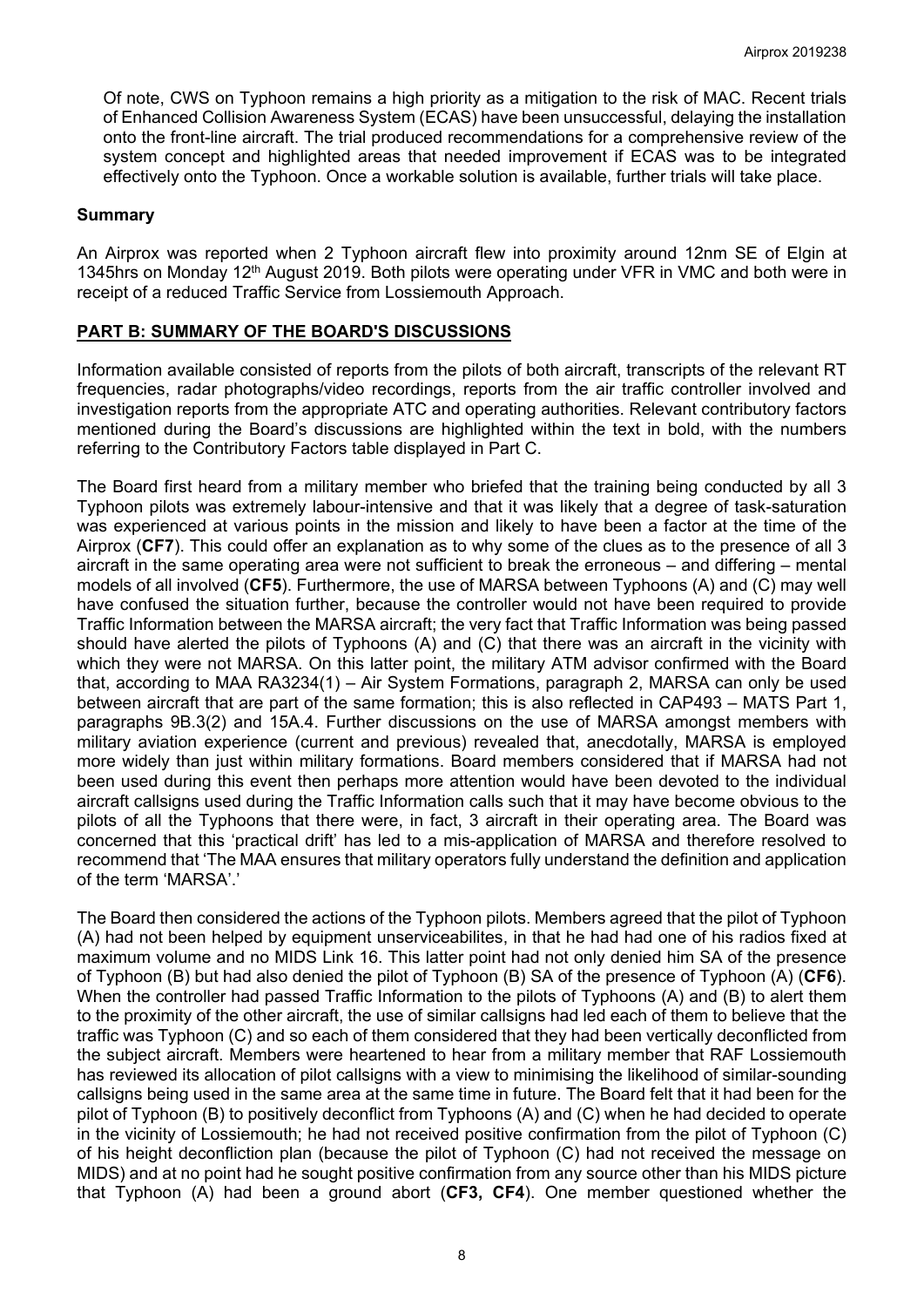Of note, CWS on Typhoon remains a high priority as a mitigation to the risk of MAC. Recent trials of Enhanced Collision Awareness System (ECAS) have been unsuccessful, delaying the installation onto the front-line aircraft. The trial produced recommendations for a comprehensive review of the system concept and highlighted areas that needed improvement if ECAS was to be integrated effectively onto the Typhoon. Once a workable solution is available, further trials will take place.

## Summary

An Airprox was reported when 2 Typhoon aircraft flew into proximity around 12nm SE of Elgin at 1345hrs on Monday 12th August 2019. Both pilots were operating under VFR in VMC and both were in receipt of a reduced Traffic Service from Lossiemouth Approach.

## PART B: SUMMARY OF THE BOARD'S DISCUSSIONS

Information available consisted of reports from the pilots of both aircraft, transcripts of the relevant RT frequencies, radar photographs/video recordings, reports from the air traffic controller involved and investigation reports from the appropriate ATC and operating authorities. Relevant contributory factors mentioned during the Board's discussions are highlighted within the text in bold, with the numbers referring to the Contributory Factors table displayed in Part C.

The Board first heard from a military member who briefed that the training being conducted by all 3 Typhoon pilots was extremely labour-intensive and that it was likely that a degree of task-saturation was experienced at various points in the mission and likely to have been a factor at the time of the Airprox (**CF7**). This could offer an explanation as to why some of the clues as to the presence of all 3 aircraft in the same operating area were not sufficient to break the erroneous – and differing – mental models of all involved (**CF5**). Furthermore, the use of MARSA between Typhoons (A) and (C) may well have confused the situation further, because the controller would not have been required to provide Traffic Information between the MARSA aircraft; the very fact that Traffic Information was being passed should have alerted the pilots of Typhoons (A) and (C) that there was an aircraft in the vicinity with which they were not MARSA. On this latter point, the military ATM advisor confirmed with the Board that, according to MAA RA3234(1) – Air System Formations, paragraph 2, MARSA can only be used between aircraft that are part of the same formation; this is also reflected in CAP493 – MATS Part 1, paragraphs 9B.3(2) and 15A.4. Further discussions on the use of MARSA amongst members with military aviation experience (current and previous) revealed that, anecdotally, MARSA is employed more widely than just within military formations. Board members considered that if MARSA had not been used during this event then perhaps more attention would have been devoted to the individual aircraft callsigns used during the Traffic Information calls such that it may have become obvious to the pilots of all the Typhoons that there were, in fact, 3 aircraft in their operating area. The Board was concerned that this 'practical drift' has led to a mis-application of MARSA and therefore resolved to recommend that 'The MAA ensures that military operators fully understand the definition and application of the term 'MARSA'.'

The Board then considered the actions of the Typhoon pilots. Members agreed that the pilot of Typhoon (A) had not been helped by equipment unserviceabilites, in that he had had one of his radios fixed at maximum volume and no MIDS Link 16. This latter point had not only denied him SA of the presence of Typhoon (B) but had also denied the pilot of Typhoon (B) SA of the presence of Typhoon (A) (**CF6**). When the controller had passed Traffic Information to the pilots of Typhoons (A) and (B) to alert them to the proximity of the other aircraft, the use of similar callsigns had led each of them to believe that the traffic was Typhoon (C) and so each of them considered that they had been vertically deconflicted from the subject aircraft. Members were heartened to hear from a military member that RAF Lossiemouth has reviewed its allocation of pilot callsigns with a view to minimising the likelihood of similar-sounding callsigns being used in the same area at the same time in future. The Board felt that it had been for the pilot of Typhoon (B) to positively deconflict from Typhoons (A) and (C) when he had decided to operate in the vicinity of Lossiemouth; he had not received positive confirmation from the pilot of Typhoon (C) of his height deconfliction plan (because the pilot of Typhoon (C) had not received the message on MIDS) and at no point had he sought positive confirmation from any source other than his MIDS picture that Typhoon (A) had been a ground abort (**CF3, CF4**). One member questioned whether the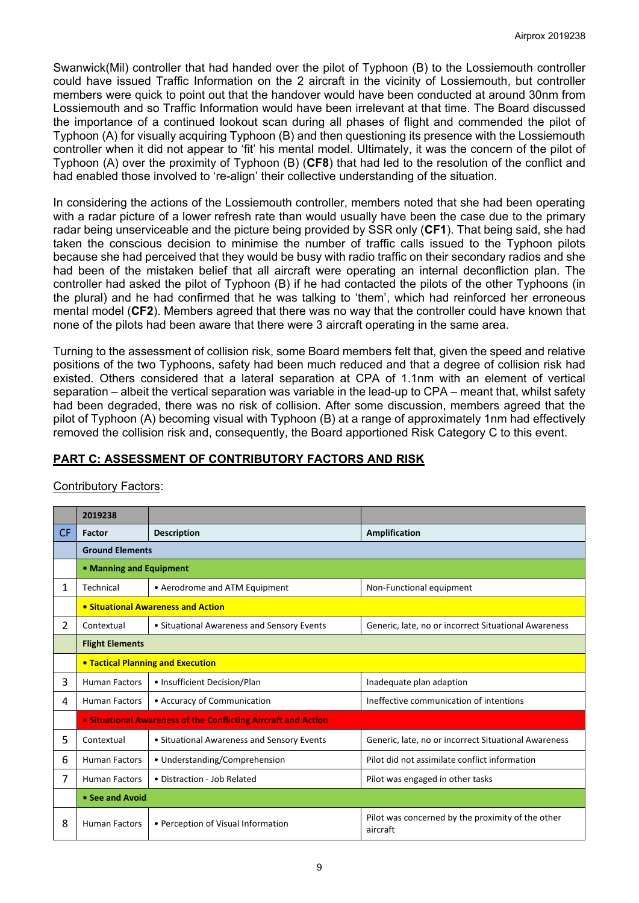Swanwick(Mil) controller that had handed over the pilot of Typhoon (B) to the Lossiemouth controller could have issued Traffic Information on the 2 aircraft in the vicinity of Lossiemouth, but controller members were quick to point out that the handover would have been conducted at around 30nm from Lossiemouth and so Traffic Information would have been irrelevant at that time. The Board discussed the importance of a continued lookout scan during all phases of flight and commended the pilot of Typhoon (A) for visually acquiring Typhoon (B) and then questioning its presence with the Lossiemouth controller when it did not appear to 'fit' his mental model. Ultimately, it was the concern of the pilot of Typhoon (A) over the proximity of Typhoon (B) (**CF8**) that had led to the resolution of the conflict and had enabled those involved to 're-align' their collective understanding of the situation.

In considering the actions of the Lossiemouth controller, members noted that she had been operating with a radar picture of a lower refresh rate than would usually have been the case due to the primary radar being unserviceable and the picture being provided by SSR only (**CF1**). That being said, she had taken the conscious decision to minimise the number of traffic calls issued to the Typhoon pilots because she had perceived that they would be busy with radio traffic on their secondary radios and she had been of the mistaken belief that all aircraft were operating an internal deconfliction plan. The controller had asked the pilot of Typhoon (B) if he had contacted the pilots of the other Typhoons (in the plural) and he had confirmed that he was talking to 'them', which had reinforced her erroneous mental model (**CF2**). Members agreed that there was no way that the controller could have known that none of the pilots had been aware that there were 3 aircraft operating in the same area.

Turning to the assessment of collision risk, some Board members felt that, given the speed and relative positions of the two Typhoons, safety had been much reduced and that a degree of collision risk had existed. Others considered that a lateral separation at CPA of 1.1nm with an element of vertical separation – albeit the vertical separation was variable in the lead-up to CPA – meant that, whilst safety had been degraded, there was no risk of collision. After some discussion, members agreed that the pilot of Typhoon (A) becoming visual with Typhoon (B) at a range of approximately 1nm had effectively removed the collision risk and, consequently, the Board apportioned Risk Category C to this event.

## PART C: ASSESSMENT OF CONTRIBUTORY FACTORS AND RISK

Contributory Factors:

| | 2019238 | | |
|---|---|---|---|
| CF | Factor | Description | Amplification |
| | **Ground Elements** | | |
| | **• Manning and Equipment** | | |
| 1 | Technical | • Aerodrome and ATM Equipment | Non-Functional equipment |
| | **• Situational Awareness and Action** | | |
| 2 | Contextual | • Situational Awareness and Sensory Events | Generic, late, no or incorrect Situational Awareness |
| | **Flight Elements** | | |
| | **• Tactical Planning and Execution** | | |
| 3 | Human Factors | • Insufficient Decision/Plan | Inadequate plan adaption |
| 4 | Human Factors | • Accuracy of Communication | Ineffective communication of intentions |
| | **• Situational Awareness of the Conflicting Aircraft and Action** | | |
| 5 | Contextual | • Situational Awareness and Sensory Events | Generic, late, no or incorrect Situational Awareness |
| 6 | Human Factors | • Understanding/Comprehension | Pilot did not assimilate conflict information |
| 7 | Human Factors | • Distraction - Job Related | Pilot was engaged in other tasks |
| | **• See and Avoid** | | |
| 8 | Human Factors | • Perception of Visual Information | Pilot was concerned by the proximity of the other aircraft |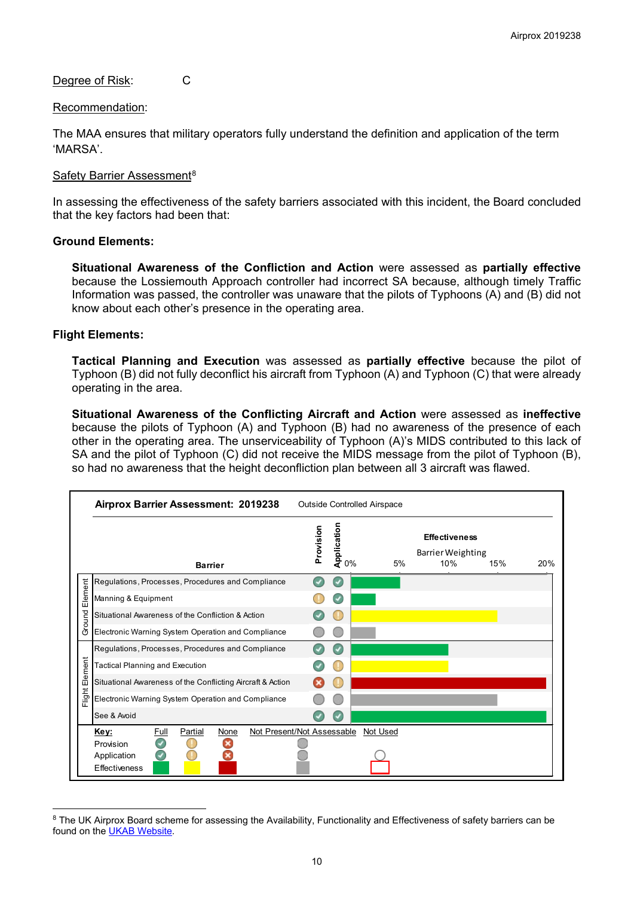Degree of Risk: C

Recommendation:

The MAA ensures that military operators fully understand the definition and application of the term 'MARSA'.

Safety Barrier Assessment[8]

In assessing the effectiveness of the safety barriers associated with this incident, the Board concluded that the key factors had been that:

**Ground Elements:**

**Situational Awareness of the Confliction and Action** were assessed as **partially effective** because the Lossiemouth Approach controller had incorrect SA because, although timely Traffic Information was passed, the controller was unaware that the pilots of Typhoons (A) and (B) did not know about each other's presence in the operating area.

**Flight Elements:**

**Tactical Planning and Execution** was assessed as **partially effective** because the pilot of Typhoon (B) did not fully deconflict his aircraft from Typhoon (A) and Typhoon (C) that were already operating in the area.

**Situational Awareness of the Conflicting Aircraft and Action** were assessed as **ineffective** because the pilots of Typhoon (A) and Typhoon (B) had no awareness of the presence of each other in the operating area. The unserviceability of Typhoon (A)'s MIDS contributed to this lack of SA and the pilot of Typhoon (C) did not receive the MIDS message from the pilot of Typhoon (B), so had no awareness that the height deconfliction plan between all 3 aircraft was flawed.

**Airprox Barrier Assessment: 2019238**

Outside Controlled Airspace

Barrier

Provision

Application

Effectiveness

Barrier Weighting

0% 5% 10% 15% 20%

Ground Element

Regulations, Processes, Procedures and Compliance

Manning & Equipment

Situational Awareness of the Confliction & Action

Electronic Warning System Operation and Compliance

Flight Element

Regulations, Processes, Procedures and Compliance

Tactical Planning and Execution

Situational Awareness of the Conflicting Aircraft & Action

Electronic Warning System Operation and Compliance

See & Avoid

Key: Full Partial None Not Present/Not Assessable Not Used

Provision

Application

Effectiveness

---

[8] The UK Airprox Board scheme for assessing the Availability, Functionality and Effectiveness of safety barriers can be found on the UKAB Website.